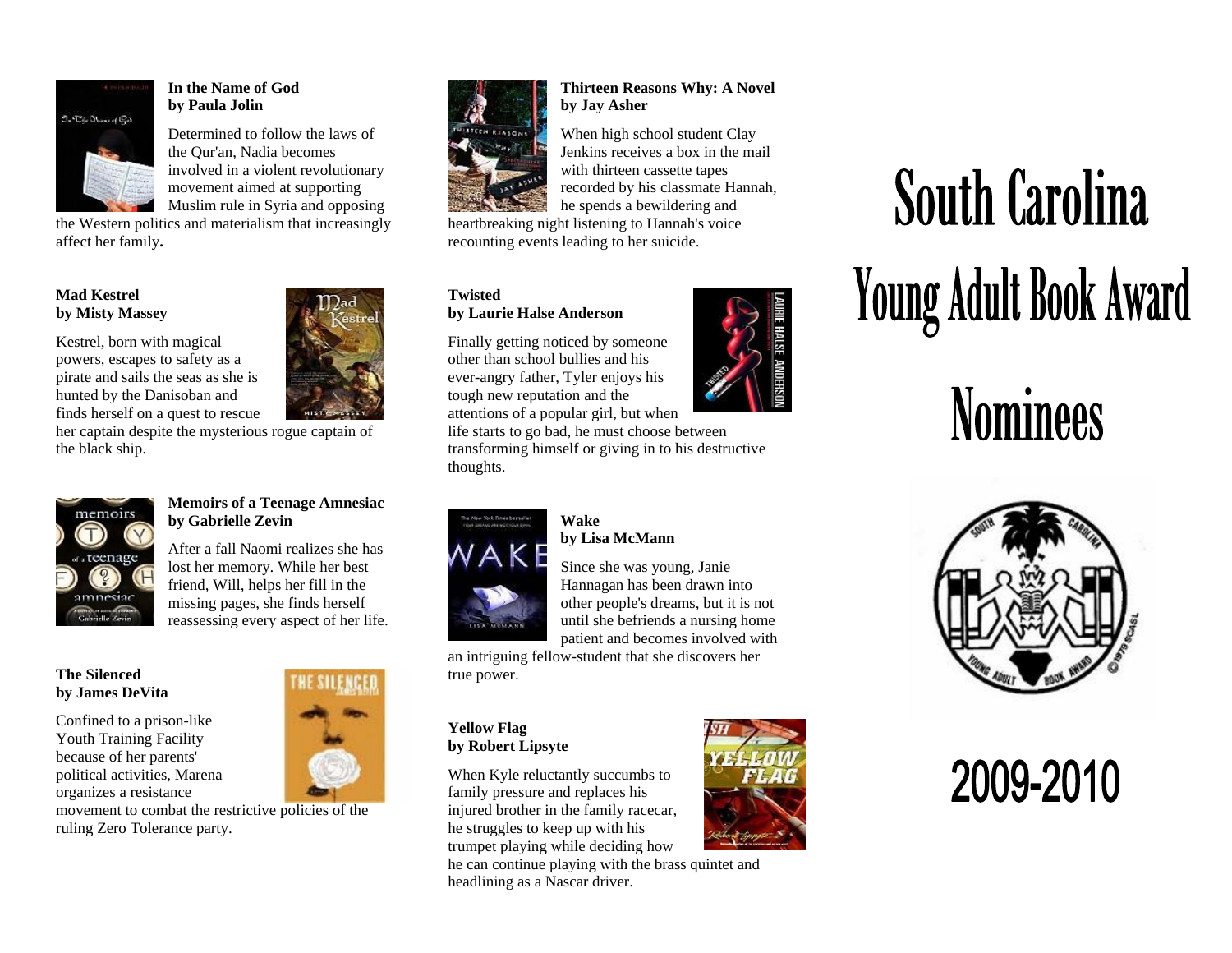**In the Name of God**
**by Paula Jolin**

Determined to follow the laws of the Qur'an, Nadia becomes involved in a violent revolutionary movement aimed at supporting Muslim rule in Syria and opposing the Western politics and materialism that increasingly affect her family**.**

**Mad Kestrel**
**by Misty Massey**

Kestrel, born with magical powers, escapes to safety as a pirate and sails the seas as she is hunted by the Danisoban and finds herself on a quest to rescue her captain despite the mysterious rogue captain of the black ship.

**Memoirs of a Teenage Amnesiac**
**by Gabrielle Zevin**

After a fall Naomi realizes she has lost her memory. While her best friend, Will, helps her fill in the missing pages, she finds herself reassessing every aspect of her life.

**The Silenced**
**by James DeVita**

Confined to a prison-like Youth Training Facility because of her parents' political activities, Marena organizes a resistance movement to combat the restrictive policies of the ruling Zero Tolerance party.

**Thirteen Reasons Why: A Novel**
**by Jay Asher**

When high school student Clay Jenkins receives a box in the mail with thirteen cassette tapes recorded by his classmate Hannah, he spends a bewildering and heartbreaking night listening to Hannah's voice recounting events leading to her suicide.

**Twisted**
**by Laurie Halse Anderson**

Finally getting noticed by someone other than school bullies and his ever-angry father, Tyler enjoys his tough new reputation and the attentions of a popular girl, but when life starts to go bad, he must choose between transforming himself or giving in to his destructive thoughts.

**Wake**
**by Lisa McMann**

Since she was young, Janie Hannagan has been drawn into other people's dreams, but it is not until she befriends a nursing home patient and becomes involved with an intriguing fellow-student that she discovers her true power.

**Yellow Flag**
**by Robert Lipsyte**

When Kyle reluctantly succumbs to family pressure and replaces his injured brother in the family racecar, he struggles to keep up with his trumpet playing while deciding how he can continue playing with the brass quintet and headlining as a Nascar driver.

# South Carolina Young Adult Book Award Nominees

# 2009-2010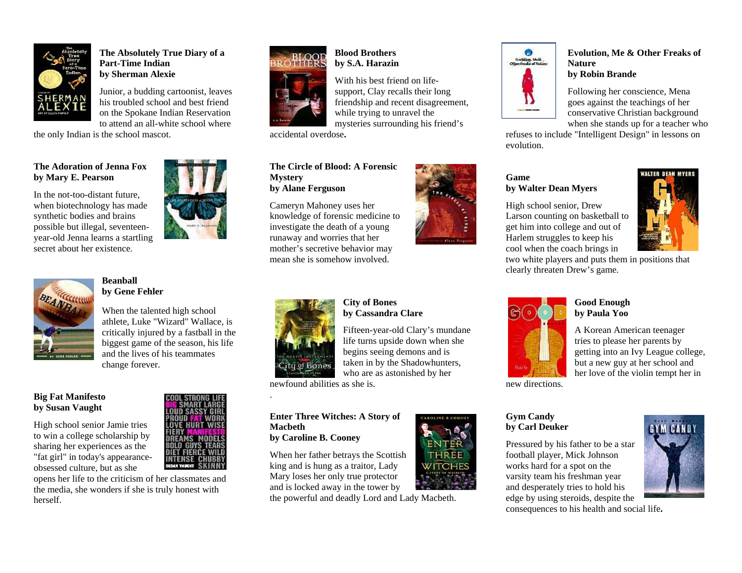**The Absolutely True Diary of a Part-Time Indian**
**by Sherman Alexie**

Junior, a budding cartoonist, leaves his troubled school and best friend on the Spokane Indian Reservation to attend an all-white school where the only Indian is the school mascot.

**The Adoration of Jenna Fox**
**by Mary E. Pearson**

In the not-too-distant future, when biotechnology has made synthetic bodies and brains possible but illegal, seventeen-year-old Jenna learns a startling secret about her existence.

**Beanball**
**by Gene Fehler**

When the talented high school athlete, Luke "Wizard" Wallace, is critically injured by a fastball in the biggest game of the season, his life and the lives of his teammates change forever.

**Big Fat Manifesto**
**by Susan Vaught**

High school senior Jamie tries to win a college scholarship by sharing her experiences as the "fat girl" in today's appearance-obsessed culture, but as she opens her life to the criticism of her classmates and the media, she wonders if she is truly honest with herself.

**Blood Brothers**
**by S.A. Harazin**

With his best friend on life-support, Clay recalls their long friendship and recent disagreement, while trying to unravel the mysteries surrounding his friend's accidental overdose**.**

**The Circle of Blood: A Forensic Mystery**
**by Alane Ferguson**

Cameryn Mahoney uses her knowledge of forensic medicine to investigate the death of a young runaway and worries that her mother's secretive behavior may mean she is somehow involved.

**City of Bones**
**by Cassandra Clare**

Fifteen-year-old Clary's mundane life turns upside down when she begins seeing demons and is taken in by the Shadowhunters, who are as astonished by her newfound abilities as she is.

**Enter Three Witches: A Story of Macbeth**
**by Caroline B. Cooney**

When her father betrays the Scottish king and is hung as a traitor, Lady Mary loses her only true protector and is locked away in the tower by the powerful and deadly Lord and Lady Macbeth.

**Evolution, Me & Other Freaks of Nature**
**by Robin Brande**

Following her conscience, Mena goes against the teachings of her conservative Christian background when she stands up for a teacher who refuses to include "Intelligent Design" in lessons on evolution.

**Game**
**by Walter Dean Myers**

High school senior, Drew Larson counting on basketball to get him into college and out of Harlem struggles to keep his cool when the coach brings in two white players and puts them in positions that clearly threaten Drew's game.

**Good Enough**
**by Paula Yoo**

A Korean American teenager tries to please her parents by getting into an Ivy League college, but a new guy at her school and her love of the violin tempt her in new directions.

**Gym Candy**
**by Carl Deuker**

Pressured by his father to be a star football player, Mick Johnson works hard for a spot on the varsity team his freshman year and desperately tries to hold his edge by using steroids, despite the consequences to his health and social life**.**